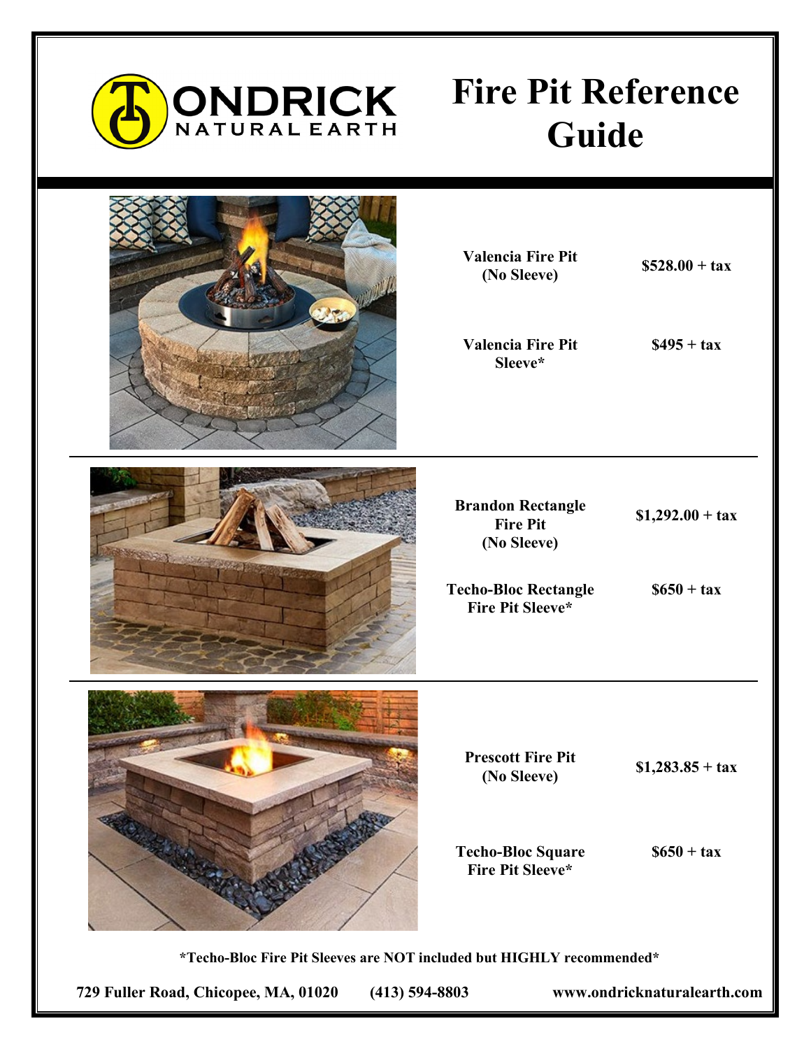**ONDRICK NATURAL EARTH**

# Fire Pit Reference Guide

| Product | Price |
| --- | --- |
| Valencia Fire Pit (No Sleeve) | $528.00 + tax |
| Valencia Fire Pit Sleeve* | $495 + tax |

| Product | Price |
| --- | --- |
| Brandon Rectangle Fire Pit (No Sleeve) | $1,292.00 + tax |
| Techo-Bloc Rectangle Fire Pit Sleeve* | $650 + tax |

| Product | Price |
| --- | --- |
| Prescott Fire Pit (No Sleeve) | $1,283.85 + tax |
| Techo-Bloc Square Fire Pit Sleeve* | $650 + tax |

**\*Techo-Bloc Fire Pit Sleeves are NOT included but HIGHLY recommended\***

**729 Fuller Road, Chicopee, MA, 01020 (413) 594-8803 www.ondricknaturalearth.com**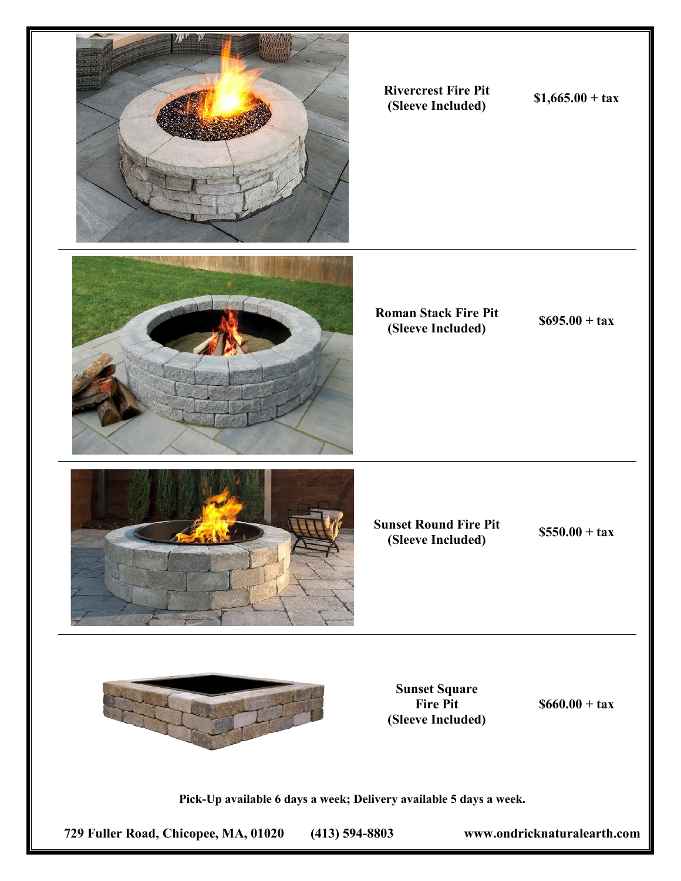| | Product | Price |
|---|---|---|
| | **Rivercrest Fire Pit (Sleeve Included)** | **$1,665.00 + tax** |
| | **Roman Stack Fire Pit (Sleeve Included)** | **$695.00 + tax** |
| | **Sunset Round Fire Pit (Sleeve Included)** | **$550.00 + tax** |
| | **Sunset Square Fire Pit (Sleeve Included)** | **$660.00 + tax** |

**Pick-Up available 6 days a week; Delivery available 5 days a week.**

**729 Fuller Road, Chicopee, MA, 01020 (413) 594-8803 www.ondricknaturalearth.com**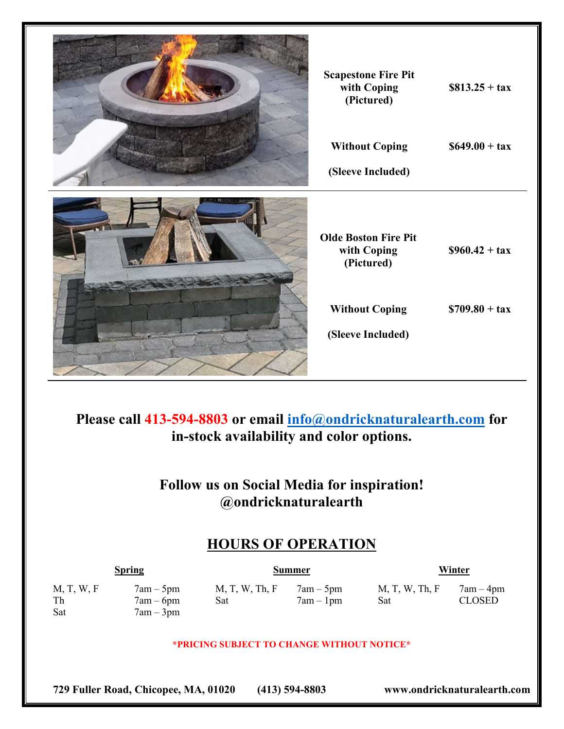| | |
|---|---|
| **Scapestone Fire Pit with Coping (Pictured)** | **$813.25 + tax** |
| **Without Coping** | **$649.00 + tax** |
| **(Sleeve Included)** | |
| **Olde Boston Fire Pit with Coping (Pictured)** | **$960.42 + tax** |
| **Without Coping** | **$709.80 + tax** |
| **(Sleeve Included)** | |

**Please call 413-594-8803 or email info@ondricknaturalearth.com for in-stock availability and color options.**

**Follow us on Social Media for inspiration! @ondricknaturalearth**

## HOURS OF OPERATION

| Spring | | Summer | | Winter | |
|---|---|---|---|---|---|
| M, T, W, F | 7am – 5pm | M, T, W, Th, F | 7am – 5pm | M, T, W, Th, F | 7am – 4pm |
| Th | 7am – 6pm | Sat | 7am – 1pm | Sat | CLOSED |
| Sat | 7am – 3pm | | | | |

***PRICING SUBJECT TO CHANGE WITHOUT NOTICE***

**729 Fuller Road, Chicopee, MA, 01020 (413) 594-8803 www.ondricknaturalearth.com**